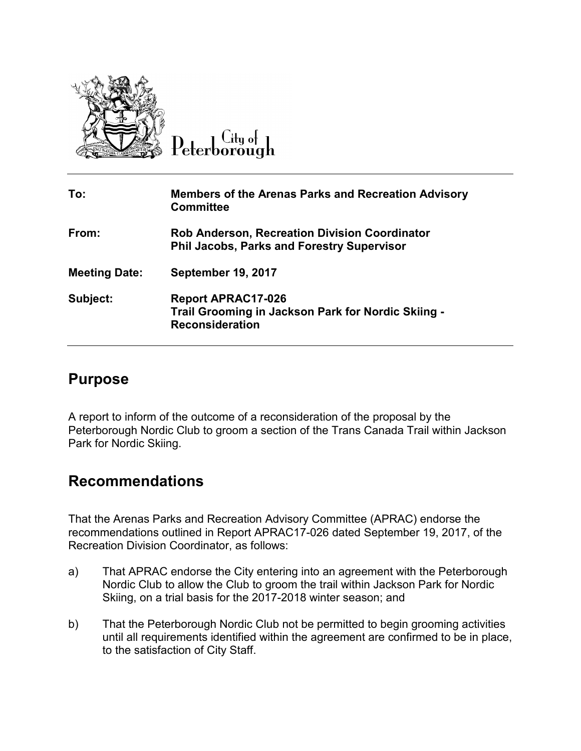City of Peterborough

| | |
|---|---|
| **To:** | **Members of the Arenas Parks and Recreation Advisory Committee** |
| **From:** | **Rob Anderson, Recreation Division Coordinator**<br>**Phil Jacobs, Parks and Forestry Supervisor** |
| **Meeting Date:** | **September 19, 2017** |
| **Subject:** | **Report APRAC17-026**<br>**Trail Grooming in Jackson Park for Nordic Skiing - Reconsideration** |

## Purpose

A report to inform of the outcome of a reconsideration of the proposal by the Peterborough Nordic Club to groom a section of the Trans Canada Trail within Jackson Park for Nordic Skiing.

## Recommendations

That the Arenas Parks and Recreation Advisory Committee (APRAC) endorse the recommendations outlined in Report APRAC17-026 dated September 19, 2017, of the Recreation Division Coordinator, as follows:

a) That APRAC endorse the City entering into an agreement with the Peterborough Nordic Club to allow the Club to groom the trail within Jackson Park for Nordic Skiing, on a trial basis for the 2017-2018 winter season; and

b) That the Peterborough Nordic Club not be permitted to begin grooming activities until all requirements identified within the agreement are confirmed to be in place, to the satisfaction of City Staff.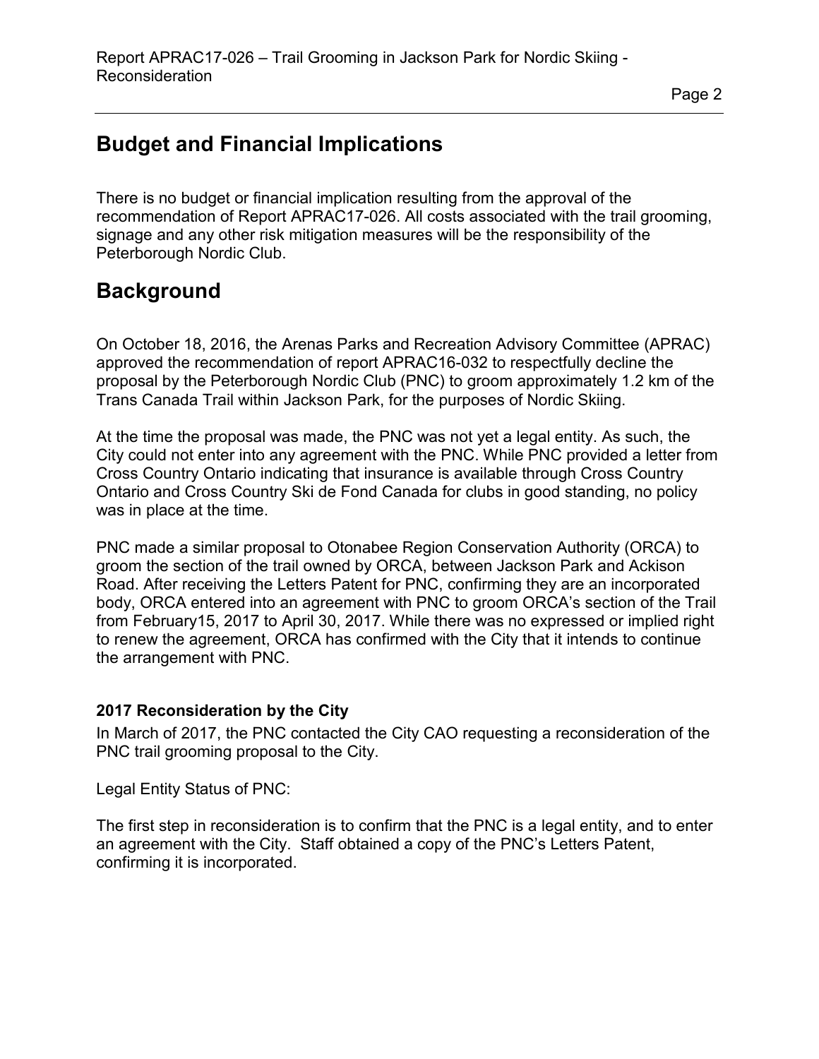## Budget and Financial Implications

There is no budget or financial implication resulting from the approval of the recommendation of Report APRAC17-026. All costs associated with the trail grooming, signage and any other risk mitigation measures will be the responsibility of the Peterborough Nordic Club.

## Background

On October 18, 2016, the Arenas Parks and Recreation Advisory Committee (APRAC) approved the recommendation of report APRAC16-032 to respectfully decline the proposal by the Peterborough Nordic Club (PNC) to groom approximately 1.2 km of the Trans Canada Trail within Jackson Park, for the purposes of Nordic Skiing.

At the time the proposal was made, the PNC was not yet a legal entity. As such, the City could not enter into any agreement with the PNC. While PNC provided a letter from Cross Country Ontario indicating that insurance is available through Cross Country Ontario and Cross Country Ski de Fond Canada for clubs in good standing, no policy was in place at the time.

PNC made a similar proposal to Otonabee Region Conservation Authority (ORCA) to groom the section of the trail owned by ORCA, between Jackson Park and Ackison Road. After receiving the Letters Patent for PNC, confirming they are an incorporated body, ORCA entered into an agreement with PNC to groom ORCA's section of the Trail from February15, 2017 to April 30, 2017. While there was no expressed or implied right to renew the agreement, ORCA has confirmed with the City that it intends to continue the arrangement with PNC.

### 2017 Reconsideration by the City

In March of 2017, the PNC contacted the City CAO requesting a reconsideration of the PNC trail grooming proposal to the City.

Legal Entity Status of PNC:

The first step in reconsideration is to confirm that the PNC is a legal entity, and to enter an agreement with the City. Staff obtained a copy of the PNC's Letters Patent, confirming it is incorporated.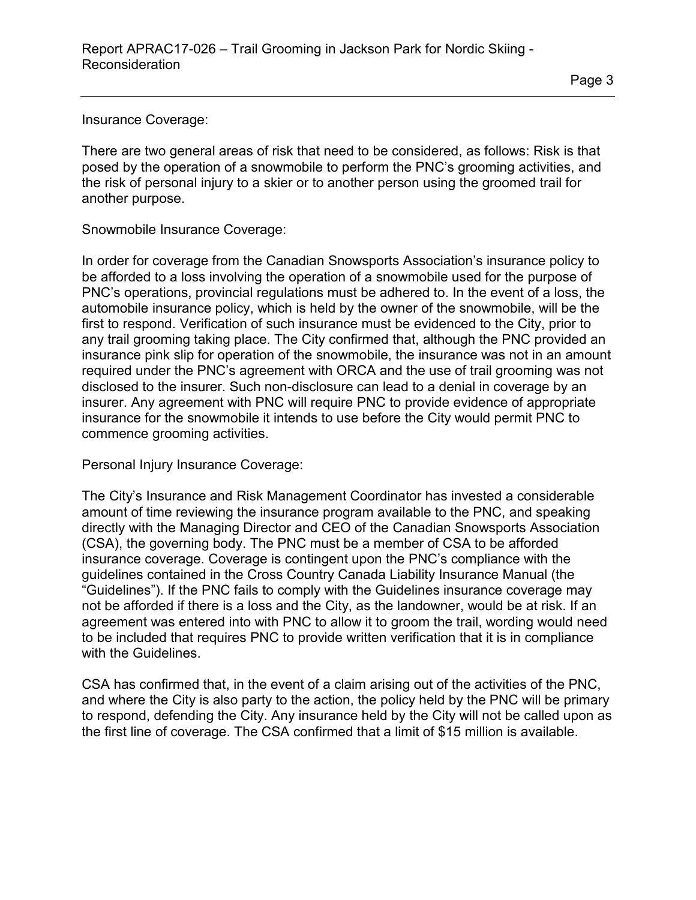Insurance Coverage:

There are two general areas of risk that need to be considered, as follows: Risk is that posed by the operation of a snowmobile to perform the PNC's grooming activities, and the risk of personal injury to a skier or to another person using the groomed trail for another purpose.

Snowmobile Insurance Coverage:

In order for coverage from the Canadian Snowsports Association's insurance policy to be afforded to a loss involving the operation of a snowmobile used for the purpose of PNC's operations, provincial regulations must be adhered to. In the event of a loss, the automobile insurance policy, which is held by the owner of the snowmobile, will be the first to respond. Verification of such insurance must be evidenced to the City, prior to any trail grooming taking place. The City confirmed that, although the PNC provided an insurance pink slip for operation of the snowmobile, the insurance was not in an amount required under the PNC's agreement with ORCA and the use of trail grooming was not disclosed to the insurer. Such non-disclosure can lead to a denial in coverage by an insurer. Any agreement with PNC will require PNC to provide evidence of appropriate insurance for the snowmobile it intends to use before the City would permit PNC to commence grooming activities.

Personal Injury Insurance Coverage:

The City's Insurance and Risk Management Coordinator has invested a considerable amount of time reviewing the insurance program available to the PNC, and speaking directly with the Managing Director and CEO of the Canadian Snowsports Association (CSA), the governing body. The PNC must be a member of CSA to be afforded insurance coverage. Coverage is contingent upon the PNC's compliance with the guidelines contained in the Cross Country Canada Liability Insurance Manual (the "Guidelines"). If the PNC fails to comply with the Guidelines insurance coverage may not be afforded if there is a loss and the City, as the landowner, would be at risk. If an agreement was entered into with PNC to allow it to groom the trail, wording would need to be included that requires PNC to provide written verification that it is in compliance with the Guidelines.

CSA has confirmed that, in the event of a claim arising out of the activities of the PNC, and where the City is also party to the action, the policy held by the PNC will be primary to respond, defending the City. Any insurance held by the City will not be called upon as the first line of coverage. The CSA confirmed that a limit of $15 million is available.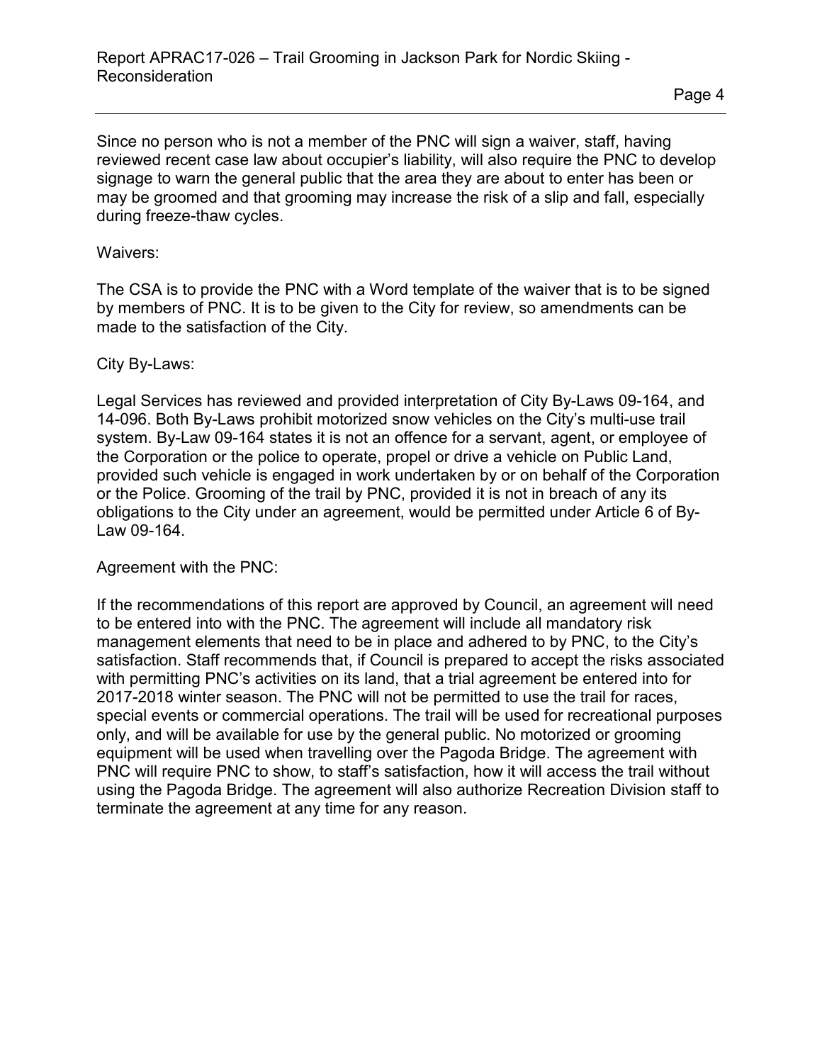Since no person who is not a member of the PNC will sign a waiver, staff, having reviewed recent case law about occupier's liability, will also require the PNC to develop signage to warn the general public that the area they are about to enter has been or may be groomed and that grooming may increase the risk of a slip and fall, especially during freeze-thaw cycles.

Waivers:

The CSA is to provide the PNC with a Word template of the waiver that is to be signed by members of PNC. It is to be given to the City for review, so amendments can be made to the satisfaction of the City.

City By-Laws:

Legal Services has reviewed and provided interpretation of City By-Laws 09-164, and 14-096. Both By-Laws prohibit motorized snow vehicles on the City's multi-use trail system. By-Law 09-164 states it is not an offence for a servant, agent, or employee of the Corporation or the police to operate, propel or drive a vehicle on Public Land, provided such vehicle is engaged in work undertaken by or on behalf of the Corporation or the Police. Grooming of the trail by PNC, provided it is not in breach of any its obligations to the City under an agreement, would be permitted under Article 6 of By-Law 09-164.

Agreement with the PNC:

If the recommendations of this report are approved by Council, an agreement will need to be entered into with the PNC. The agreement will include all mandatory risk management elements that need to be in place and adhered to by PNC, to the City's satisfaction. Staff recommends that, if Council is prepared to accept the risks associated with permitting PNC's activities on its land, that a trial agreement be entered into for 2017-2018 winter season. The PNC will not be permitted to use the trail for races, special events or commercial operations. The trail will be used for recreational purposes only, and will be available for use by the general public. No motorized or grooming equipment will be used when travelling over the Pagoda Bridge. The agreement with PNC will require PNC to show, to staff's satisfaction, how it will access the trail without using the Pagoda Bridge. The agreement will also authorize Recreation Division staff to terminate the agreement at any time for any reason.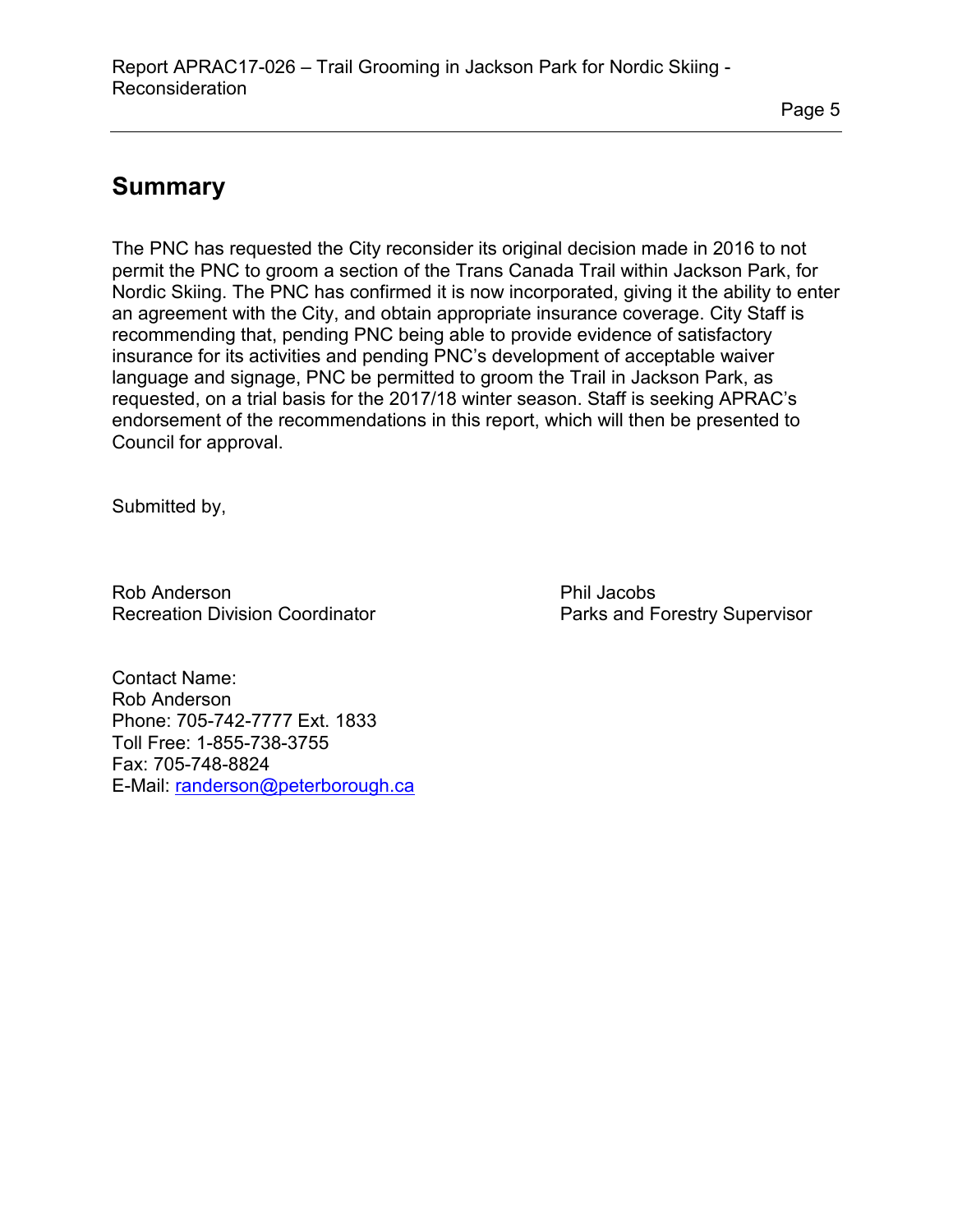## Summary

The PNC has requested the City reconsider its original decision made in 2016 to not permit the PNC to groom a section of the Trans Canada Trail within Jackson Park, for Nordic Skiing. The PNC has confirmed it is now incorporated, giving it the ability to enter an agreement with the City, and obtain appropriate insurance coverage. City Staff is recommending that, pending PNC being able to provide evidence of satisfactory insurance for its activities and pending PNC's development of acceptable waiver language and signage, PNC be permitted to groom the Trail in Jackson Park, as requested, on a trial basis for the 2017/18 winter season. Staff is seeking APRAC's endorsement of the recommendations in this report, which will then be presented to Council for approval.

Submitted by,

Rob Anderson
Recreation Division Coordinator

Phil Jacobs
Parks and Forestry Supervisor

Contact Name:
Rob Anderson
Phone: 705-742-7777 Ext. 1833
Toll Free: 1-855-738-3755
Fax: 705-748-8824
E-Mail: randerson@peterborough.ca